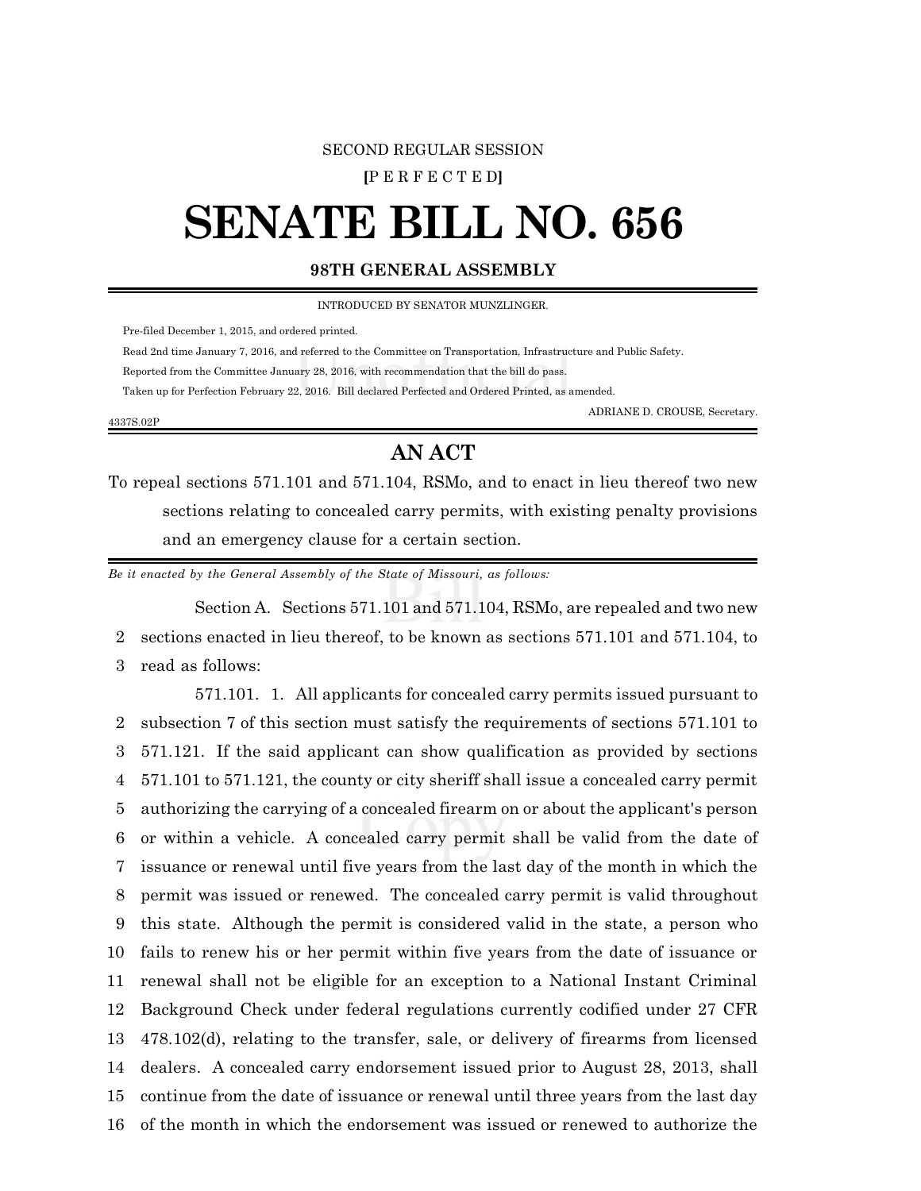SECOND REGULAR SESSION

[P E R F E C T E D]

# SENATE BILL NO. 656

**98TH GENERAL ASSEMBLY**

INTRODUCED BY SENATOR MUNZLINGER.

Pre-filed December 1, 2015, and ordered printed.

Read 2nd time January 7, 2016, and referred to the Committee on Transportation, Infrastructure and Public Safety.

Reported from the Committee January 28, 2016, with recommendation that the bill do pass.

Taken up for Perfection February 22, 2016. Bill declared Perfected and Ordered Printed, as amended.

ADRIANE D. CROUSE, Secretary.

4337S.02P

## AN ACT

To repeal sections 571.101 and 571.104, RSMo, and to enact in lieu thereof two new sections relating to concealed carry permits, with existing penalty provisions and an emergency clause for a certain section.

*Be it enacted by the General Assembly of the State of Missouri, as follows:*

Section A. Sections 571.101 and 571.104, RSMo, are repealed and two new
2 sections enacted in lieu thereof, to be known as sections 571.101 and 571.104, to
3 read as follows:

571.101. 1. All applicants for concealed carry permits issued pursuant to
2 subsection 7 of this section must satisfy the requirements of sections 571.101 to
3 571.121. If the said applicant can show qualification as provided by sections
4 571.101 to 571.121, the county or city sheriff shall issue a concealed carry permit
5 authorizing the carrying of a concealed firearm on or about the applicant's person
6 or within a vehicle. A concealed carry permit shall be valid from the date of
7 issuance or renewal until five years from the last day of the month in which the
8 permit was issued or renewed. The concealed carry permit is valid throughout
9 this state. Although the permit is considered valid in the state, a person who
10 fails to renew his or her permit within five years from the date of issuance or
11 renewal shall not be eligible for an exception to a National Instant Criminal
12 Background Check under federal regulations currently codified under 27 CFR
13 478.102(d), relating to the transfer, sale, or delivery of firearms from licensed
14 dealers. A concealed carry endorsement issued prior to August 28, 2013, shall
15 continue from the date of issuance or renewal until three years from the last day
16 of the month in which the endorsement was issued or renewed to authorize the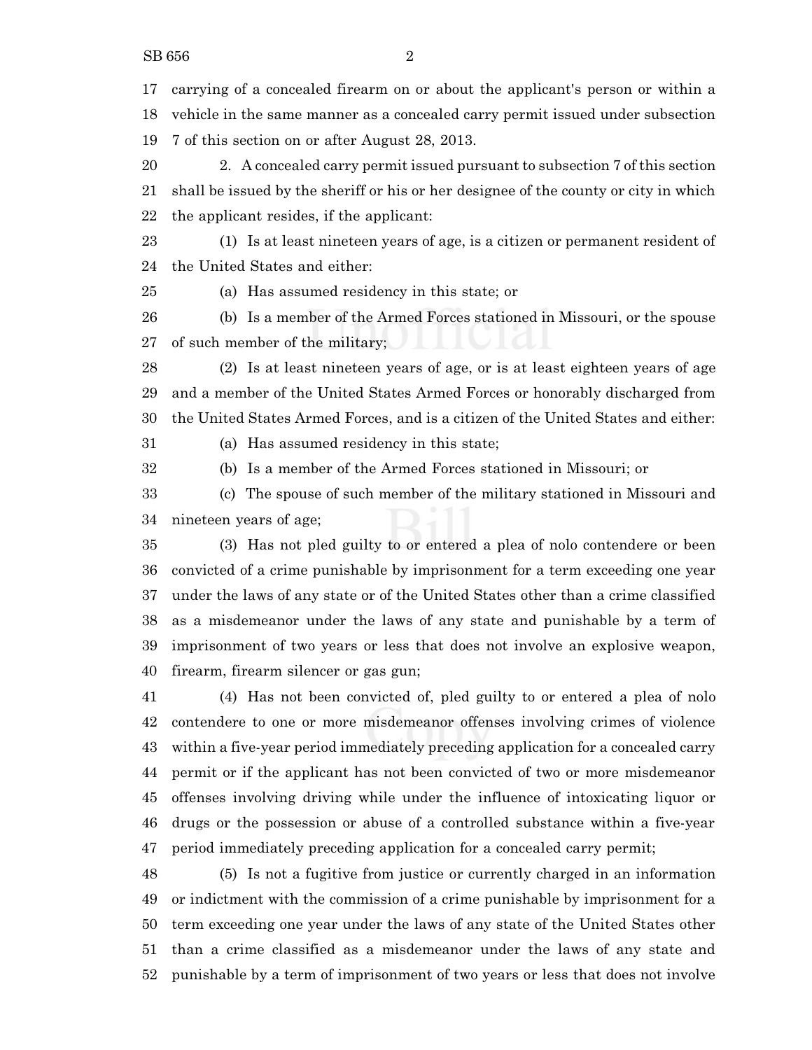carrying of a concealed firearm on or about the applicant's person or within a vehicle in the same manner as a concealed carry permit issued under subsection 7 of this section on or after August 28, 2013.

2. A concealed carry permit issued pursuant to subsection 7 of this section shall be issued by the sheriff or his or her designee of the county or city in which the applicant resides, if the applicant:

(1) Is at least nineteen years of age, is a citizen or permanent resident of the United States and either:

(a) Has assumed residency in this state; or

(b) Is a member of the Armed Forces stationed in Missouri, or the spouse of such member of the military;

(2) Is at least nineteen years of age, or is at least eighteen years of age and a member of the United States Armed Forces or honorably discharged from the United States Armed Forces, and is a citizen of the United States and either:

(a) Has assumed residency in this state;

(b) Is a member of the Armed Forces stationed in Missouri; or

(c) The spouse of such member of the military stationed in Missouri and nineteen years of age;

(3) Has not pled guilty to or entered a plea of nolo contendere or been convicted of a crime punishable by imprisonment for a term exceeding one year under the laws of any state or of the United States other than a crime classified as a misdemeanor under the laws of any state and punishable by a term of imprisonment of two years or less that does not involve an explosive weapon, firearm, firearm silencer or gas gun;

(4) Has not been convicted of, pled guilty to or entered a plea of nolo contendere to one or more misdemeanor offenses involving crimes of violence within a five-year period immediately preceding application for a concealed carry permit or if the applicant has not been convicted of two or more misdemeanor offenses involving driving while under the influence of intoxicating liquor or drugs or the possession or abuse of a controlled substance within a five-year period immediately preceding application for a concealed carry permit;

(5) Is not a fugitive from justice or currently charged in an information or indictment with the commission of a crime punishable by imprisonment for a term exceeding one year under the laws of any state of the United States other than a crime classified as a misdemeanor under the laws of any state and punishable by a term of imprisonment of two years or less that does not involve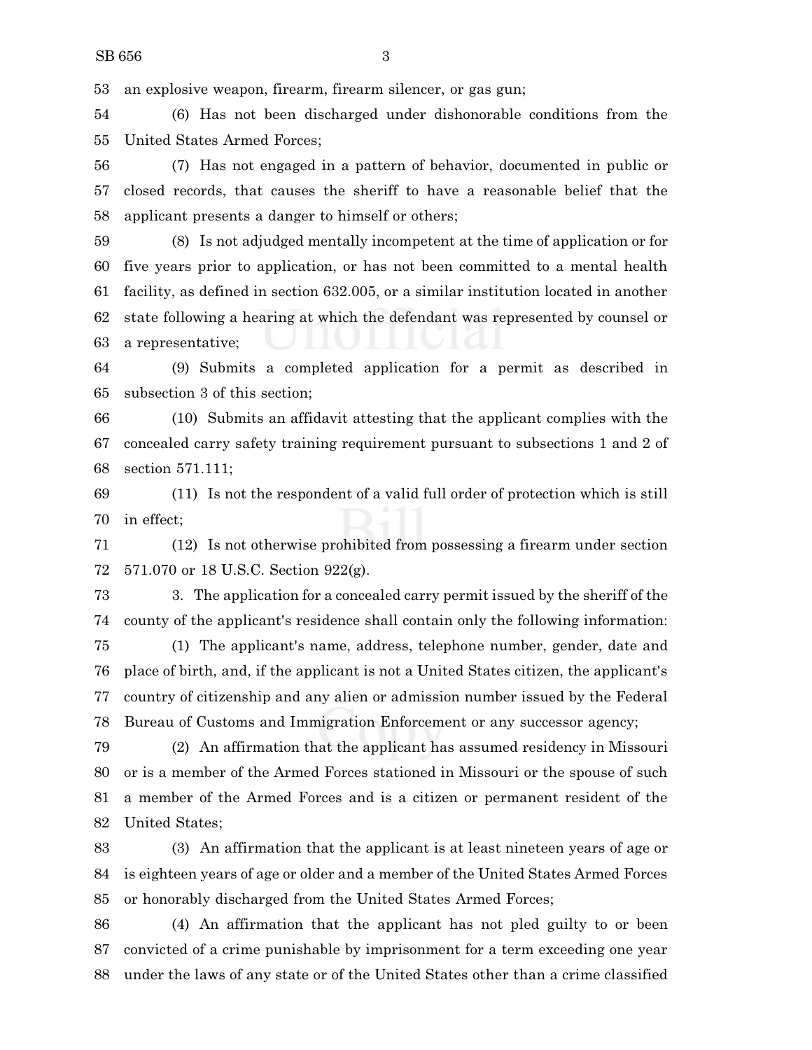an explosive weapon, firearm, firearm silencer, or gas gun;

(6) Has not been discharged under dishonorable conditions from the United States Armed Forces;

(7) Has not engaged in a pattern of behavior, documented in public or closed records, that causes the sheriff to have a reasonable belief that the applicant presents a danger to himself or others;

(8) Is not adjudged mentally incompetent at the time of application or for five years prior to application, or has not been committed to a mental health facility, as defined in section 632.005, or a similar institution located in another state following a hearing at which the defendant was represented by counsel or a representative;

(9) Submits a completed application for a permit as described in subsection 3 of this section;

(10) Submits an affidavit attesting that the applicant complies with the concealed carry safety training requirement pursuant to subsections 1 and 2 of section 571.111;

(11) Is not the respondent of a valid full order of protection which is still in effect;

(12) Is not otherwise prohibited from possessing a firearm under section 571.070 or 18 U.S.C. Section 922(g).

3. The application for a concealed carry permit issued by the sheriff of the county of the applicant's residence shall contain only the following information:

(1) The applicant's name, address, telephone number, gender, date and place of birth, and, if the applicant is not a United States citizen, the applicant's country of citizenship and any alien or admission number issued by the Federal Bureau of Customs and Immigration Enforcement or any successor agency;

(2) An affirmation that the applicant has assumed residency in Missouri or is a member of the Armed Forces stationed in Missouri or the spouse of such a member of the Armed Forces and is a citizen or permanent resident of the United States;

(3) An affirmation that the applicant is at least nineteen years of age or is eighteen years of age or older and a member of the United States Armed Forces or honorably discharged from the United States Armed Forces;

(4) An affirmation that the applicant has not pled guilty to or been convicted of a crime punishable by imprisonment for a term exceeding one year under the laws of any state or of the United States other than a crime classified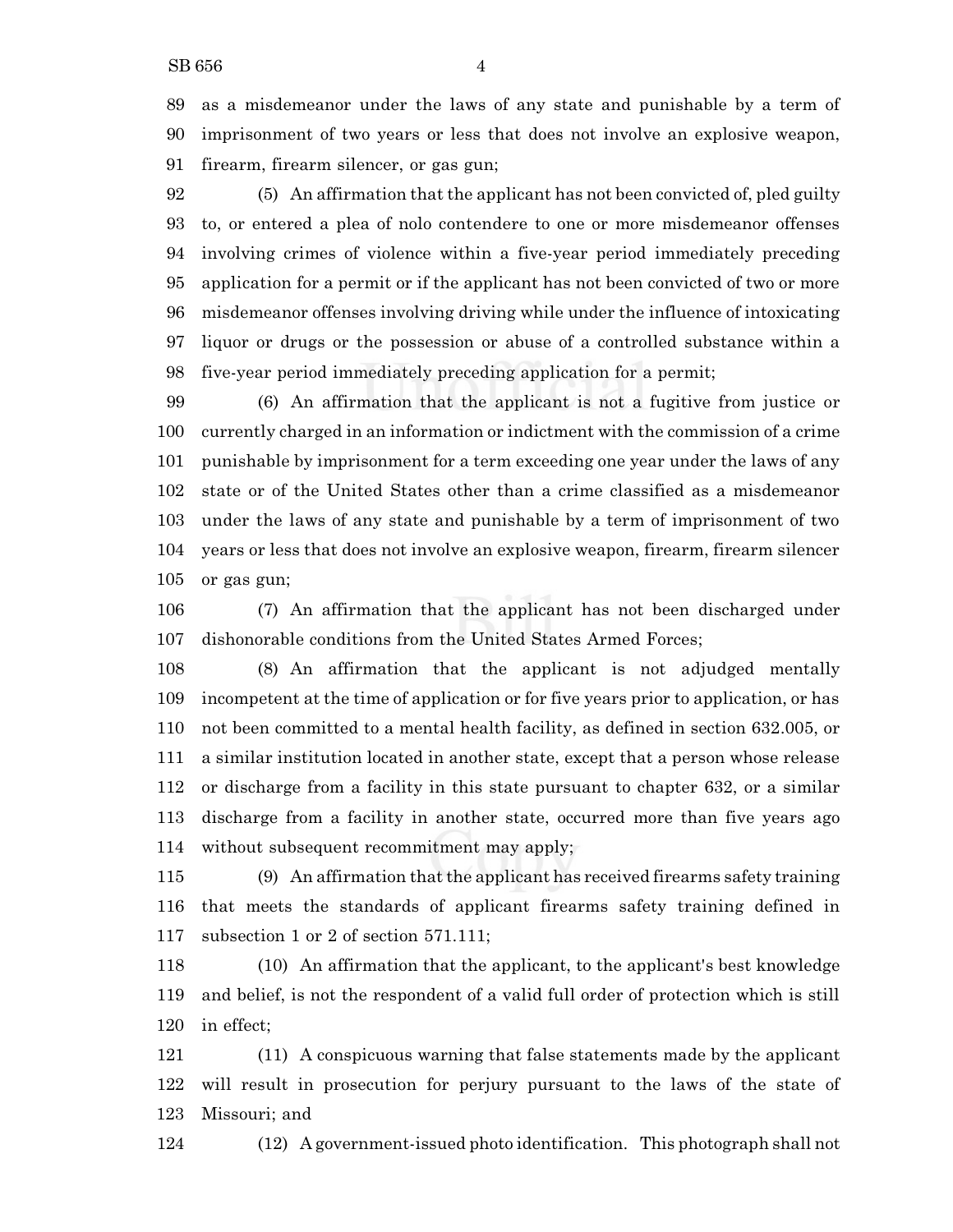as a misdemeanor under the laws of any state and punishable by a term of imprisonment of two years or less that does not involve an explosive weapon, firearm, firearm silencer, or gas gun;

(5) An affirmation that the applicant has not been convicted of, pled guilty to, or entered a plea of nolo contendere to one or more misdemeanor offenses involving crimes of violence within a five-year period immediately preceding application for a permit or if the applicant has not been convicted of two or more misdemeanor offenses involving driving while under the influence of intoxicating liquor or drugs or the possession or abuse of a controlled substance within a five-year period immediately preceding application for a permit;

(6) An affirmation that the applicant is not a fugitive from justice or currently charged in an information or indictment with the commission of a crime punishable by imprisonment for a term exceeding one year under the laws of any state or of the United States other than a crime classified as a misdemeanor under the laws of any state and punishable by a term of imprisonment of two years or less that does not involve an explosive weapon, firearm, firearm silencer or gas gun;

(7) An affirmation that the applicant has not been discharged under dishonorable conditions from the United States Armed Forces;

(8) An affirmation that the applicant is not adjudged mentally incompetent at the time of application or for five years prior to application, or has not been committed to a mental health facility, as defined in section 632.005, or a similar institution located in another state, except that a person whose release or discharge from a facility in this state pursuant to chapter 632, or a similar discharge from a facility in another state, occurred more than five years ago without subsequent recommitment may apply;

(9) An affirmation that the applicant has received firearms safety training that meets the standards of applicant firearms safety training defined in subsection 1 or 2 of section 571.111;

(10) An affirmation that the applicant, to the applicant's best knowledge and belief, is not the respondent of a valid full order of protection which is still in effect;

(11) A conspicuous warning that false statements made by the applicant will result in prosecution for perjury pursuant to the laws of the state of Missouri; and

(12) A government-issued photo identification. This photograph shall not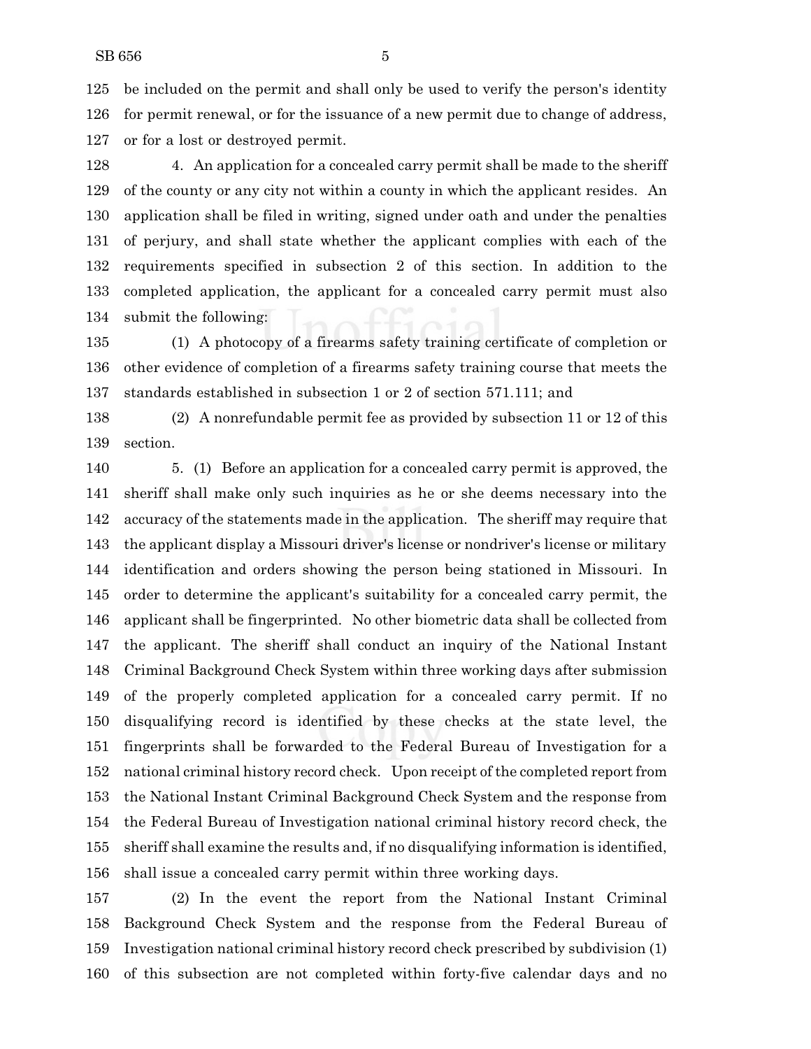be included on the permit and shall only be used to verify the person's identity for permit renewal, or for the issuance of a new permit due to change of address, or for a lost or destroyed permit.

4. An application for a concealed carry permit shall be made to the sheriff of the county or any city not within a county in which the applicant resides. An application shall be filed in writing, signed under oath and under the penalties of perjury, and shall state whether the applicant complies with each of the requirements specified in subsection 2 of this section. In addition to the completed application, the applicant for a concealed carry permit must also submit the following:

(1) A photocopy of a firearms safety training certificate of completion or other evidence of completion of a firearms safety training course that meets the standards established in subsection 1 or 2 of section 571.111; and

(2) A nonrefundable permit fee as provided by subsection 11 or 12 of this section.

5. (1) Before an application for a concealed carry permit is approved, the sheriff shall make only such inquiries as he or she deems necessary into the accuracy of the statements made in the application. The sheriff may require that the applicant display a Missouri driver's license or nondriver's license or military identification and orders showing the person being stationed in Missouri. In order to determine the applicant's suitability for a concealed carry permit, the applicant shall be fingerprinted. No other biometric data shall be collected from the applicant. The sheriff shall conduct an inquiry of the National Instant Criminal Background Check System within three working days after submission of the properly completed application for a concealed carry permit. If no disqualifying record is identified by these checks at the state level, the fingerprints shall be forwarded to the Federal Bureau of Investigation for a national criminal history record check. Upon receipt of the completed report from the National Instant Criminal Background Check System and the response from the Federal Bureau of Investigation national criminal history record check, the sheriff shall examine the results and, if no disqualifying information is identified, shall issue a concealed carry permit within three working days.

(2) In the event the report from the National Instant Criminal Background Check System and the response from the Federal Bureau of Investigation national criminal history record check prescribed by subdivision (1) of this subsection are not completed within forty-five calendar days and no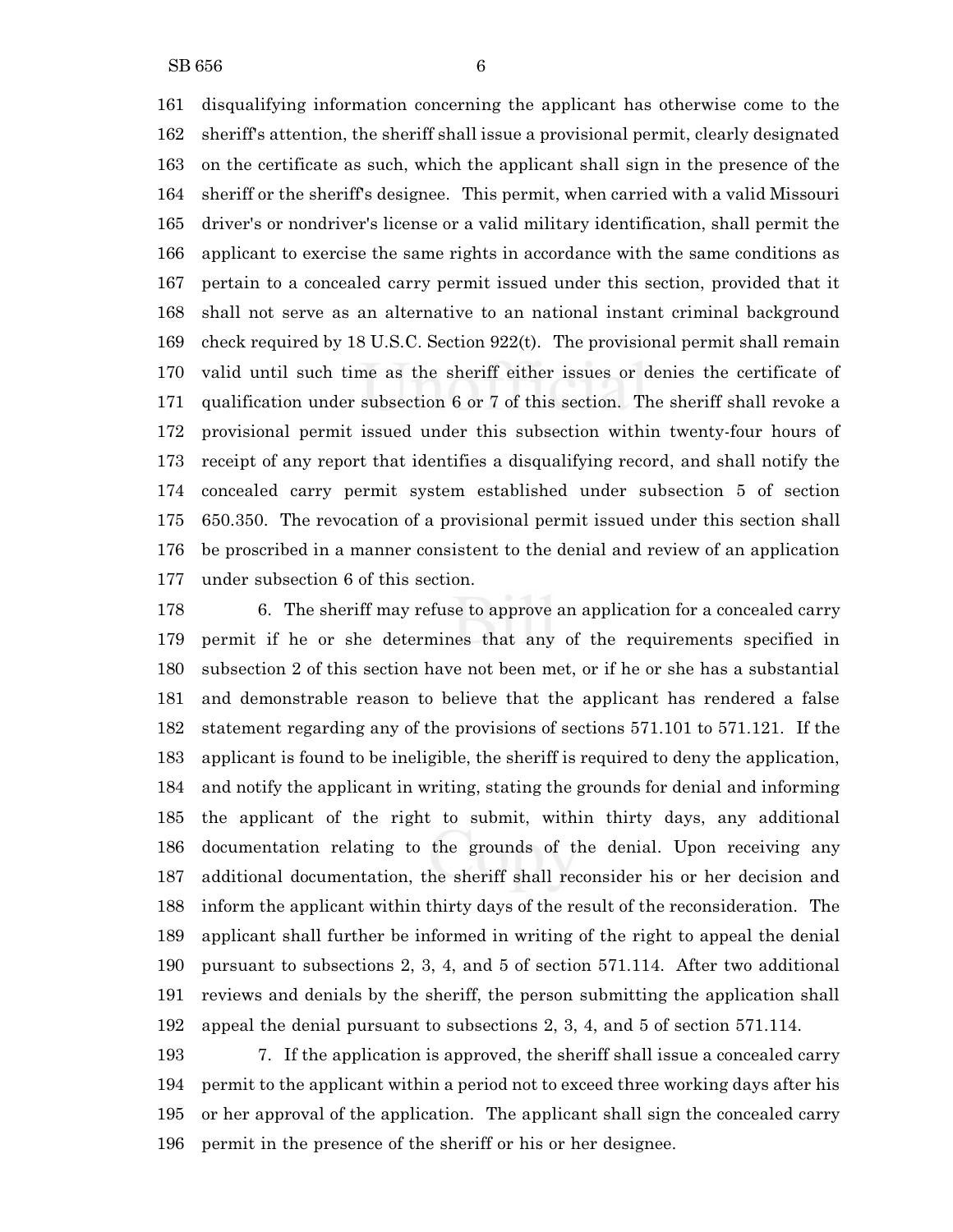161 disqualifying information concerning the applicant has otherwise come to the
162 sheriff's attention, the sheriff shall issue a provisional permit, clearly designated
163 on the certificate as such, which the applicant shall sign in the presence of the
164 sheriff or the sheriff's designee. This permit, when carried with a valid Missouri
165 driver's or nondriver's license or a valid military identification, shall permit the
166 applicant to exercise the same rights in accordance with the same conditions as
167 pertain to a concealed carry permit issued under this section, provided that it
168 shall not serve as an alternative to an national instant criminal background
169 check required by 18 U.S.C. Section 922(t). The provisional permit shall remain
170 valid until such time as the sheriff either issues or denies the certificate of
171 qualification under subsection 6 or 7 of this section. The sheriff shall revoke a
172 provisional permit issued under this subsection within twenty-four hours of
173 receipt of any report that identifies a disqualifying record, and shall notify the
174 concealed carry permit system established under subsection 5 of section
175 650.350. The revocation of a provisional permit issued under this section shall
176 be proscribed in a manner consistent to the denial and review of an application
177 under subsection 6 of this section.

178 6. The sheriff may refuse to approve an application for a concealed carry
179 permit if he or she determines that any of the requirements specified in
180 subsection 2 of this section have not been met, or if he or she has a substantial
181 and demonstrable reason to believe that the applicant has rendered a false
182 statement regarding any of the provisions of sections 571.101 to 571.121. If the
183 applicant is found to be ineligible, the sheriff is required to deny the application,
184 and notify the applicant in writing, stating the grounds for denial and informing
185 the applicant of the right to submit, within thirty days, any additional
186 documentation relating to the grounds of the denial. Upon receiving any
187 additional documentation, the sheriff shall reconsider his or her decision and
188 inform the applicant within thirty days of the result of the reconsideration. The
189 applicant shall further be informed in writing of the right to appeal the denial
190 pursuant to subsections 2, 3, 4, and 5 of section 571.114. After two additional
191 reviews and denials by the sheriff, the person submitting the application shall
192 appeal the denial pursuant to subsections 2, 3, 4, and 5 of section 571.114.

193 7. If the application is approved, the sheriff shall issue a concealed carry
194 permit to the applicant within a period not to exceed three working days after his
195 or her approval of the application. The applicant shall sign the concealed carry
196 permit in the presence of the sheriff or his or her designee.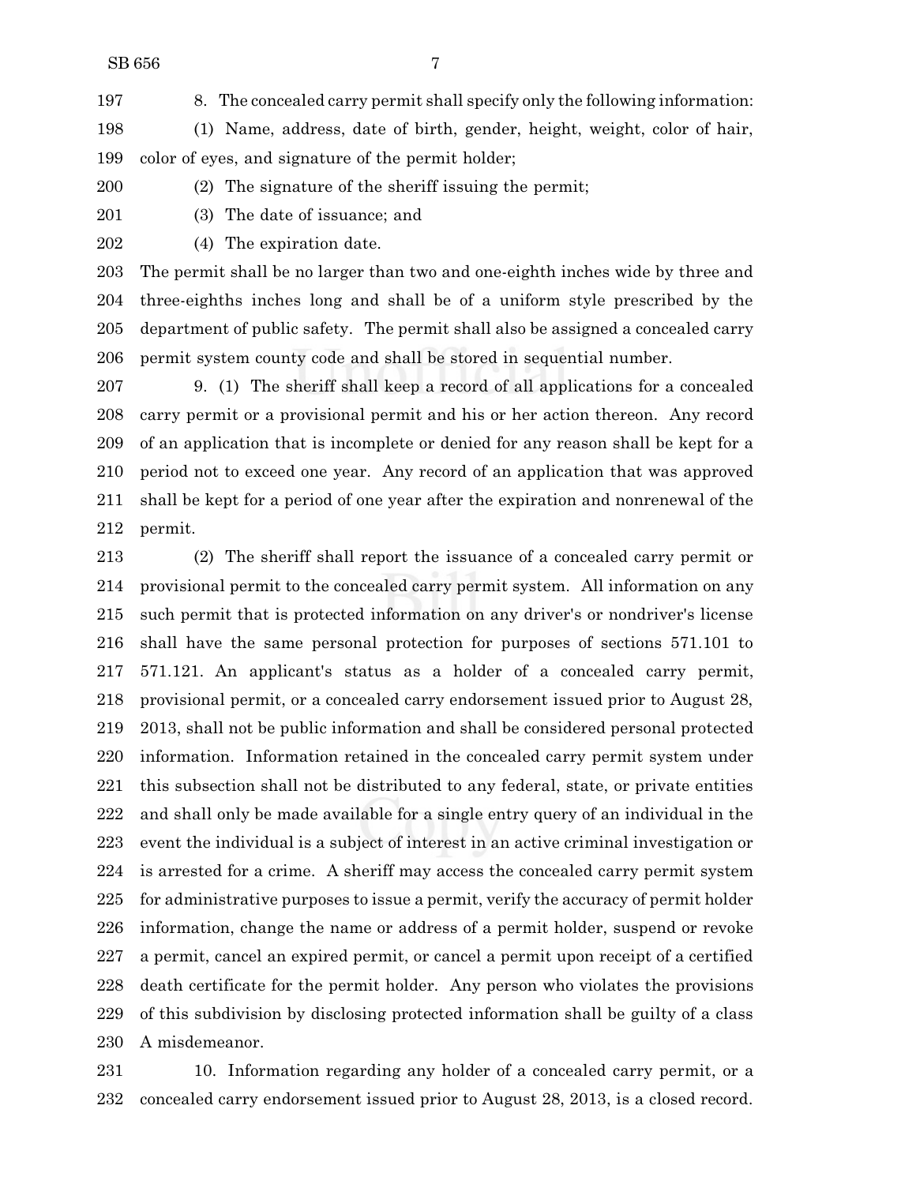8. The concealed carry permit shall specify only the following information:

(1) Name, address, date of birth, gender, height, weight, color of hair, color of eyes, and signature of the permit holder;

(2) The signature of the sheriff issuing the permit;

(3) The date of issuance; and

(4) The expiration date.

The permit shall be no larger than two and one-eighth inches wide by three and three-eighths inches long and shall be of a uniform style prescribed by the department of public safety. The permit shall also be assigned a concealed carry permit system county code and shall be stored in sequential number.

9. (1) The sheriff shall keep a record of all applications for a concealed carry permit or a provisional permit and his or her action thereon. Any record of an application that is incomplete or denied for any reason shall be kept for a period not to exceed one year. Any record of an application that was approved shall be kept for a period of one year after the expiration and nonrenewal of the permit.

(2) The sheriff shall report the issuance of a concealed carry permit or provisional permit to the concealed carry permit system. All information on any such permit that is protected information on any driver's or nondriver's license shall have the same personal protection for purposes of sections 571.101 to 571.121. An applicant's status as a holder of a concealed carry permit, provisional permit, or a concealed carry endorsement issued prior to August 28, 2013, shall not be public information and shall be considered personal protected information. Information retained in the concealed carry permit system under this subsection shall not be distributed to any federal, state, or private entities and shall only be made available for a single entry query of an individual in the event the individual is a subject of interest in an active criminal investigation or is arrested for a crime. A sheriff may access the concealed carry permit system for administrative purposes to issue a permit, verify the accuracy of permit holder information, change the name or address of a permit holder, suspend or revoke a permit, cancel an expired permit, or cancel a permit upon receipt of a certified death certificate for the permit holder. Any person who violates the provisions of this subdivision by disclosing protected information shall be guilty of a class A misdemeanor.

10. Information regarding any holder of a concealed carry permit, or a concealed carry endorsement issued prior to August 28, 2013, is a closed record.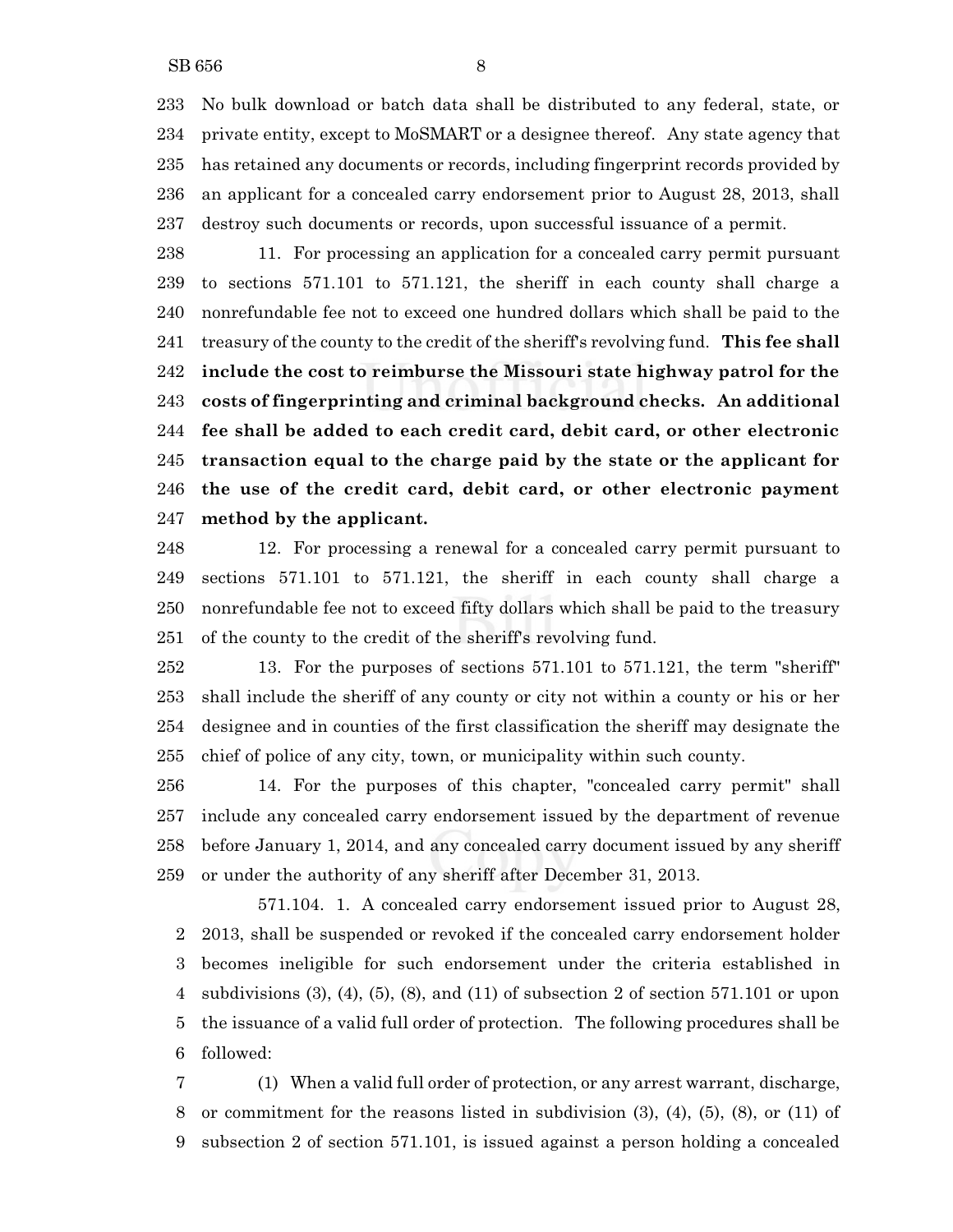No bulk download or batch data shall be distributed to any federal, state, or private entity, except to MoSMART or a designee thereof. Any state agency that has retained any documents or records, including fingerprint records provided by an applicant for a concealed carry endorsement prior to August 28, 2013, shall destroy such documents or records, upon successful issuance of a permit.

11. For processing an application for a concealed carry permit pursuant to sections 571.101 to 571.121, the sheriff in each county shall charge a nonrefundable fee not to exceed one hundred dollars which shall be paid to the treasury of the county to the credit of the sheriff's revolving fund. **This fee shall include the cost to reimburse the Missouri state highway patrol for the costs of fingerprinting and criminal background checks. An additional fee shall be added to each credit card, debit card, or other electronic transaction equal to the charge paid by the state or the applicant for the use of the credit card, debit card, or other electronic payment method by the applicant.**

12. For processing a renewal for a concealed carry permit pursuant to sections 571.101 to 571.121, the sheriff in each county shall charge a nonrefundable fee not to exceed fifty dollars which shall be paid to the treasury of the county to the credit of the sheriff's revolving fund.

13. For the purposes of sections 571.101 to 571.121, the term "sheriff" shall include the sheriff of any county or city not within a county or his or her designee and in counties of the first classification the sheriff may designate the chief of police of any city, town, or municipality within such county.

14. For the purposes of this chapter, "concealed carry permit" shall include any concealed carry endorsement issued by the department of revenue before January 1, 2014, and any concealed carry document issued by any sheriff or under the authority of any sheriff after December 31, 2013.

571.104. 1. A concealed carry endorsement issued prior to August 28, 2013, shall be suspended or revoked if the concealed carry endorsement holder becomes ineligible for such endorsement under the criteria established in subdivisions (3), (4), (5), (8), and (11) of subsection 2 of section 571.101 or upon the issuance of a valid full order of protection. The following procedures shall be followed:

(1) When a valid full order of protection, or any arrest warrant, discharge, or commitment for the reasons listed in subdivision (3), (4), (5), (8), or (11) of subsection 2 of section 571.101, is issued against a person holding a concealed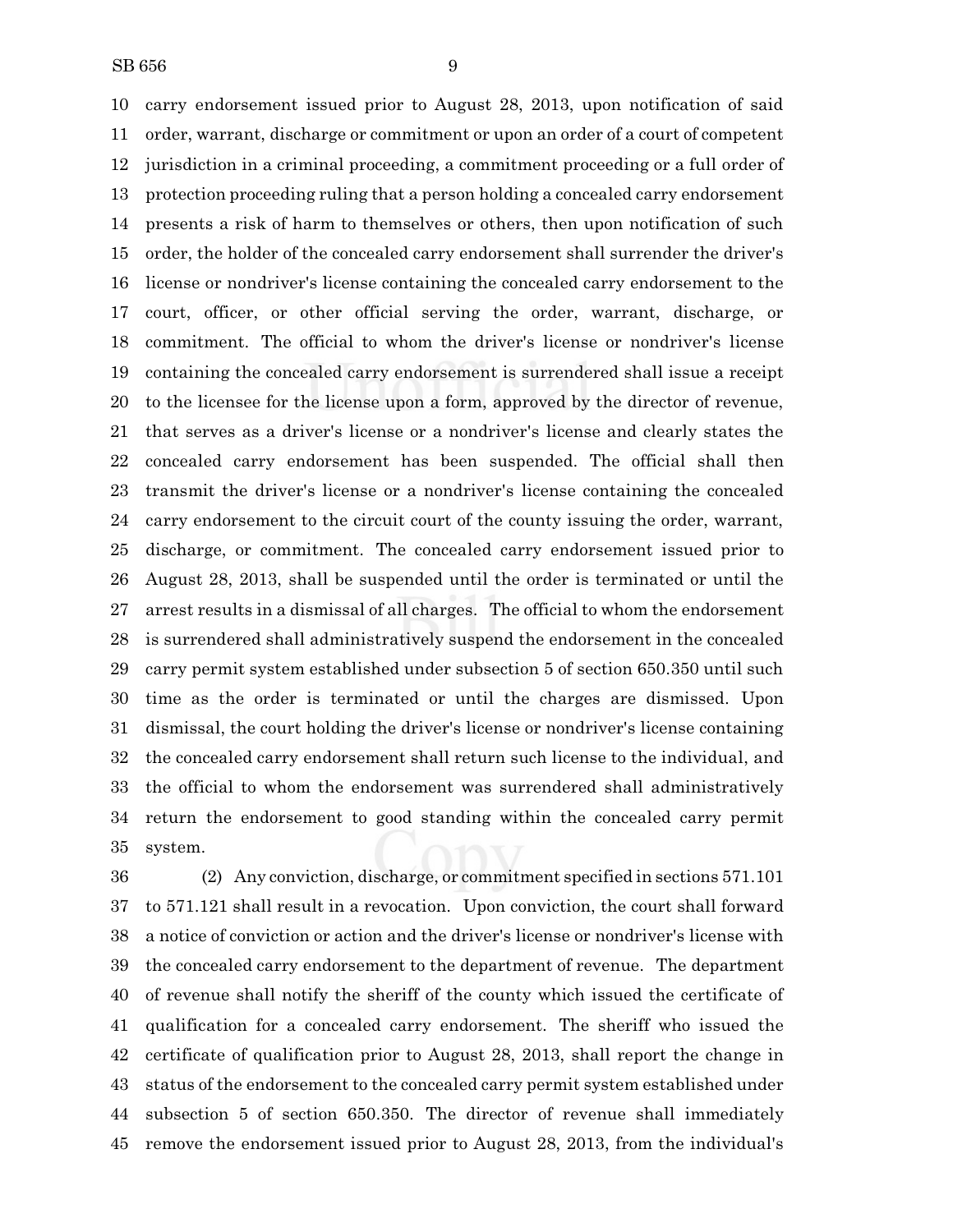carry endorsement issued prior to August 28, 2013, upon notification of said order, warrant, discharge or commitment or upon an order of a court of competent jurisdiction in a criminal proceeding, a commitment proceeding or a full order of protection proceeding ruling that a person holding a concealed carry endorsement presents a risk of harm to themselves or others, then upon notification of such order, the holder of the concealed carry endorsement shall surrender the driver's license or nondriver's license containing the concealed carry endorsement to the court, officer, or other official serving the order, warrant, discharge, or commitment. The official to whom the driver's license or nondriver's license containing the concealed carry endorsement is surrendered shall issue a receipt to the licensee for the license upon a form, approved by the director of revenue, that serves as a driver's license or a nondriver's license and clearly states the concealed carry endorsement has been suspended. The official shall then transmit the driver's license or a nondriver's license containing the concealed carry endorsement to the circuit court of the county issuing the order, warrant, discharge, or commitment. The concealed carry endorsement issued prior to August 28, 2013, shall be suspended until the order is terminated or until the arrest results in a dismissal of all charges. The official to whom the endorsement is surrendered shall administratively suspend the endorsement in the concealed carry permit system established under subsection 5 of section 650.350 until such time as the order is terminated or until the charges are dismissed. Upon dismissal, the court holding the driver's license or nondriver's license containing the concealed carry endorsement shall return such license to the individual, and the official to whom the endorsement was surrendered shall administratively return the endorsement to good standing within the concealed carry permit system.

(2) Any conviction, discharge, or commitment specified in sections 571.101 to 571.121 shall result in a revocation. Upon conviction, the court shall forward a notice of conviction or action and the driver's license or nondriver's license with the concealed carry endorsement to the department of revenue. The department of revenue shall notify the sheriff of the county which issued the certificate of qualification for a concealed carry endorsement. The sheriff who issued the certificate of qualification prior to August 28, 2013, shall report the change in status of the endorsement to the concealed carry permit system established under subsection 5 of section 650.350. The director of revenue shall immediately remove the endorsement issued prior to August 28, 2013, from the individual's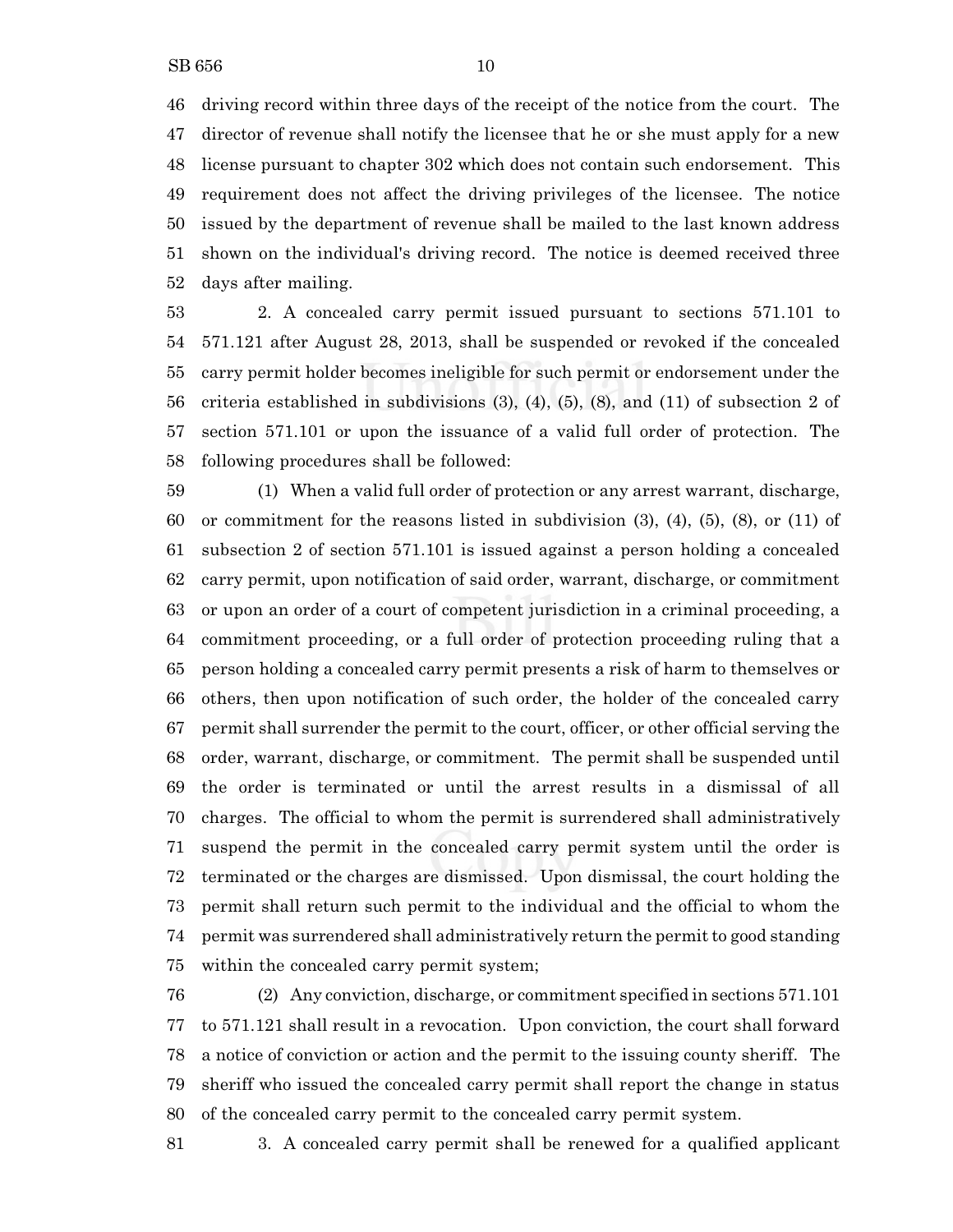driving record within three days of the receipt of the notice from the court. The director of revenue shall notify the licensee that he or she must apply for a new license pursuant to chapter 302 which does not contain such endorsement. This requirement does not affect the driving privileges of the licensee. The notice issued by the department of revenue shall be mailed to the last known address shown on the individual's driving record. The notice is deemed received three days after mailing.

2. A concealed carry permit issued pursuant to sections 571.101 to 571.121 after August 28, 2013, shall be suspended or revoked if the concealed carry permit holder becomes ineligible for such permit or endorsement under the criteria established in subdivisions (3), (4), (5), (8), and (11) of subsection 2 of section 571.101 or upon the issuance of a valid full order of protection. The following procedures shall be followed:

(1) When a valid full order of protection or any arrest warrant, discharge, or commitment for the reasons listed in subdivision (3), (4), (5), (8), or (11) of subsection 2 of section 571.101 is issued against a person holding a concealed carry permit, upon notification of said order, warrant, discharge, or commitment or upon an order of a court of competent jurisdiction in a criminal proceeding, a commitment proceeding, or a full order of protection proceeding ruling that a person holding a concealed carry permit presents a risk of harm to themselves or others, then upon notification of such order, the holder of the concealed carry permit shall surrender the permit to the court, officer, or other official serving the order, warrant, discharge, or commitment. The permit shall be suspended until the order is terminated or until the arrest results in a dismissal of all charges. The official to whom the permit is surrendered shall administratively suspend the permit in the concealed carry permit system until the order is terminated or the charges are dismissed. Upon dismissal, the court holding the permit shall return such permit to the individual and the official to whom the permit was surrendered shall administratively return the permit to good standing within the concealed carry permit system;

(2) Any conviction, discharge, or commitment specified in sections 571.101 to 571.121 shall result in a revocation. Upon conviction, the court shall forward a notice of conviction or action and the permit to the issuing county sheriff. The sheriff who issued the concealed carry permit shall report the change in status of the concealed carry permit to the concealed carry permit system.

3. A concealed carry permit shall be renewed for a qualified applicant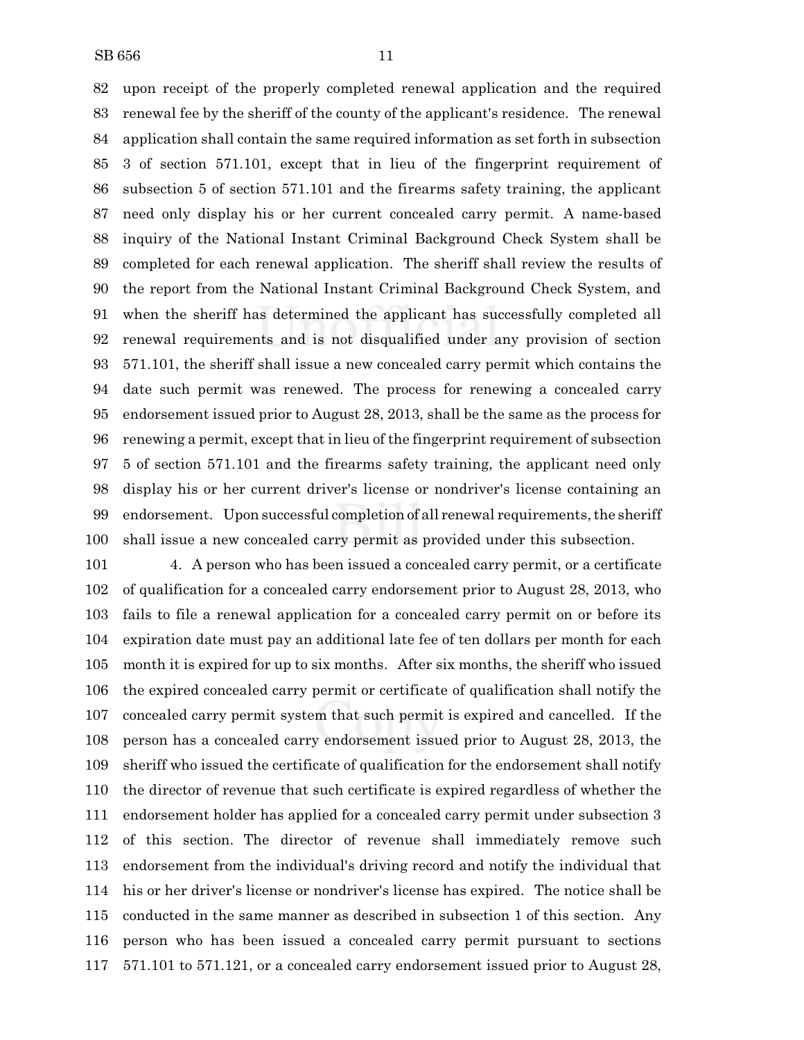upon receipt of the properly completed renewal application and the required renewal fee by the sheriff of the county of the applicant's residence. The renewal application shall contain the same required information as set forth in subsection 3 of section 571.101, except that in lieu of the fingerprint requirement of subsection 5 of section 571.101 and the firearms safety training, the applicant need only display his or her current concealed carry permit. A name-based inquiry of the National Instant Criminal Background Check System shall be completed for each renewal application. The sheriff shall review the results of the report from the National Instant Criminal Background Check System, and when the sheriff has determined the applicant has successfully completed all renewal requirements and is not disqualified under any provision of section 571.101, the sheriff shall issue a new concealed carry permit which contains the date such permit was renewed. The process for renewing a concealed carry endorsement issued prior to August 28, 2013, shall be the same as the process for renewing a permit, except that in lieu of the fingerprint requirement of subsection 5 of section 571.101 and the firearms safety training, the applicant need only display his or her current driver's license or nondriver's license containing an endorsement. Upon successful completion of all renewal requirements, the sheriff shall issue a new concealed carry permit as provided under this subsection.

4. A person who has been issued a concealed carry permit, or a certificate of qualification for a concealed carry endorsement prior to August 28, 2013, who fails to file a renewal application for a concealed carry permit on or before its expiration date must pay an additional late fee of ten dollars per month for each month it is expired for up to six months. After six months, the sheriff who issued the expired concealed carry permit or certificate of qualification shall notify the concealed carry permit system that such permit is expired and cancelled. If the person has a concealed carry endorsement issued prior to August 28, 2013, the sheriff who issued the certificate of qualification for the endorsement shall notify the director of revenue that such certificate is expired regardless of whether the endorsement holder has applied for a concealed carry permit under subsection 3 of this section. The director of revenue shall immediately remove such endorsement from the individual's driving record and notify the individual that his or her driver's license or nondriver's license has expired. The notice shall be conducted in the same manner as described in subsection 1 of this section. Any person who has been issued a concealed carry permit pursuant to sections 571.101 to 571.121, or a concealed carry endorsement issued prior to August 28,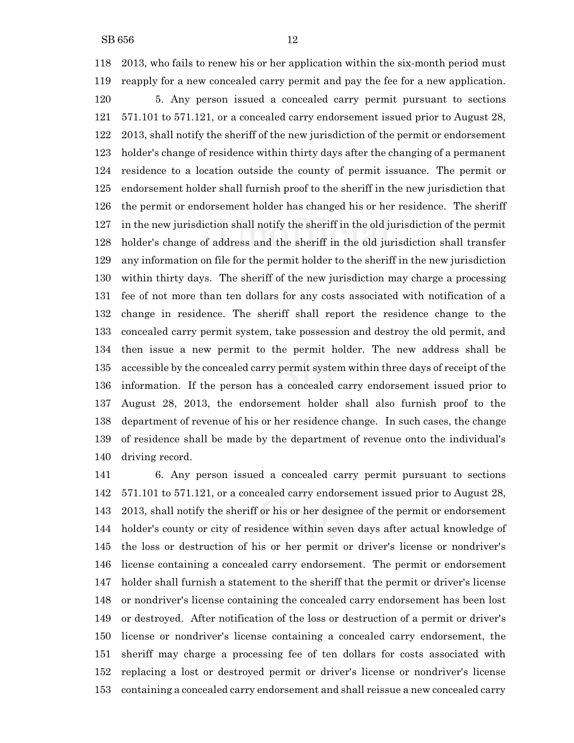2013, who fails to renew his or her application within the six-month period must reapply for a new concealed carry permit and pay the fee for a new application.

5. Any person issued a concealed carry permit pursuant to sections 571.101 to 571.121, or a concealed carry endorsement issued prior to August 28, 2013, shall notify the sheriff of the new jurisdiction of the permit or endorsement holder's change of residence within thirty days after the changing of a permanent residence to a location outside the county of permit issuance. The permit or endorsement holder shall furnish proof to the sheriff in the new jurisdiction that the permit or endorsement holder has changed his or her residence. The sheriff in the new jurisdiction shall notify the sheriff in the old jurisdiction of the permit holder's change of address and the sheriff in the old jurisdiction shall transfer any information on file for the permit holder to the sheriff in the new jurisdiction within thirty days. The sheriff of the new jurisdiction may charge a processing fee of not more than ten dollars for any costs associated with notification of a change in residence. The sheriff shall report the residence change to the concealed carry permit system, take possession and destroy the old permit, and then issue a new permit to the permit holder. The new address shall be accessible by the concealed carry permit system within three days of receipt of the information. If the person has a concealed carry endorsement issued prior to August 28, 2013, the endorsement holder shall also furnish proof to the department of revenue of his or her residence change. In such cases, the change of residence shall be made by the department of revenue onto the individual's driving record.

6. Any person issued a concealed carry permit pursuant to sections 571.101 to 571.121, or a concealed carry endorsement issued prior to August 28, 2013, shall notify the sheriff or his or her designee of the permit or endorsement holder's county or city of residence within seven days after actual knowledge of the loss or destruction of his or her permit or driver's license or nondriver's license containing a concealed carry endorsement. The permit or endorsement holder shall furnish a statement to the sheriff that the permit or driver's license or nondriver's license containing the concealed carry endorsement has been lost or destroyed. After notification of the loss or destruction of a permit or driver's license or nondriver's license containing a concealed carry endorsement, the sheriff may charge a processing fee of ten dollars for costs associated with replacing a lost or destroyed permit or driver's license or nondriver's license containing a concealed carry endorsement and shall reissue a new concealed carry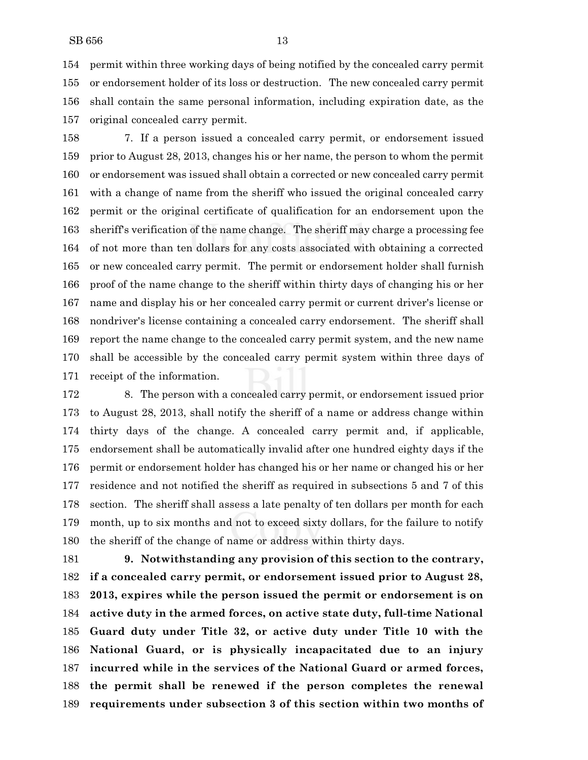permit within three working days of being notified by the concealed carry permit or endorsement holder of its loss or destruction. The new concealed carry permit shall contain the same personal information, including expiration date, as the original concealed carry permit.

7. If a person issued a concealed carry permit, or endorsement issued prior to August 28, 2013, changes his or her name, the person to whom the permit or endorsement was issued shall obtain a corrected or new concealed carry permit with a change of name from the sheriff who issued the original concealed carry permit or the original certificate of qualification for an endorsement upon the sheriff's verification of the name change. The sheriff may charge a processing fee of not more than ten dollars for any costs associated with obtaining a corrected or new concealed carry permit. The permit or endorsement holder shall furnish proof of the name change to the sheriff within thirty days of changing his or her name and display his or her concealed carry permit or current driver's license or nondriver's license containing a concealed carry endorsement. The sheriff shall report the name change to the concealed carry permit system, and the new name shall be accessible by the concealed carry permit system within three days of receipt of the information.

8. The person with a concealed carry permit, or endorsement issued prior to August 28, 2013, shall notify the sheriff of a name or address change within thirty days of the change. A concealed carry permit and, if applicable, endorsement shall be automatically invalid after one hundred eighty days if the permit or endorsement holder has changed his or her name or changed his or her residence and not notified the sheriff as required in subsections 5 and 7 of this section. The sheriff shall assess a late penalty of ten dollars per month for each month, up to six months and not to exceed sixty dollars, for the failure to notify the sheriff of the change of name or address within thirty days.

**9. Notwithstanding any provision of this section to the contrary, if a concealed carry permit, or endorsement issued prior to August 28, 2013, expires while the person issued the permit or endorsement is on active duty in the armed forces, on active state duty, full-time National Guard duty under Title 32, or active duty under Title 10 with the National Guard, or is physically incapacitated due to an injury incurred while in the services of the National Guard or armed forces, the permit shall be renewed if the person completes the renewal requirements under subsection 3 of this section within two months of**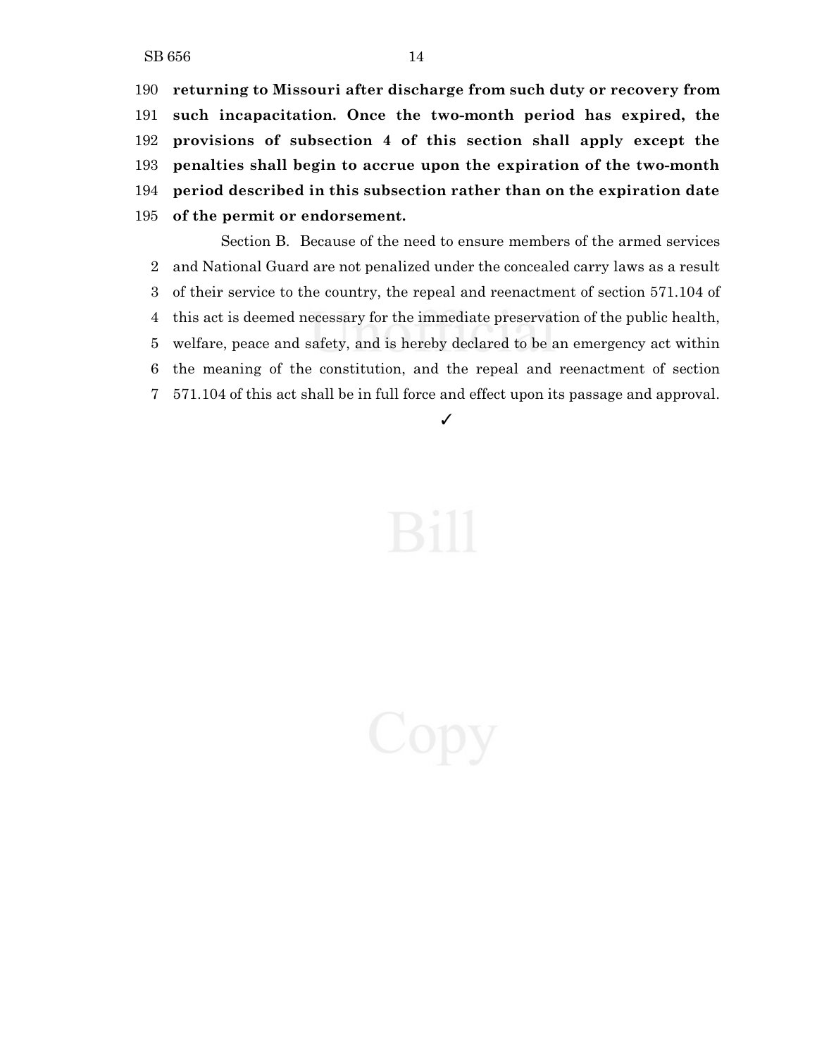**returning to Missouri after discharge from such duty or recovery from such incapacitation. Once the two-month period has expired, the provisions of subsection 4 of this section shall apply except the penalties shall begin to accrue upon the expiration of the two-month period described in this subsection rather than on the expiration date of the permit or endorsement.**

Section B. Because of the need to ensure members of the armed services and National Guard are not penalized under the concealed carry laws as a result of their service to the country, the repeal and reenactment of section 571.104 of this act is deemed necessary for the immediate preservation of the public health, welfare, peace and safety, and is hereby declared to be an emergency act within the meaning of the constitution, and the repeal and reenactment of section 571.104 of this act shall be in full force and effect upon its passage and approval.

✓